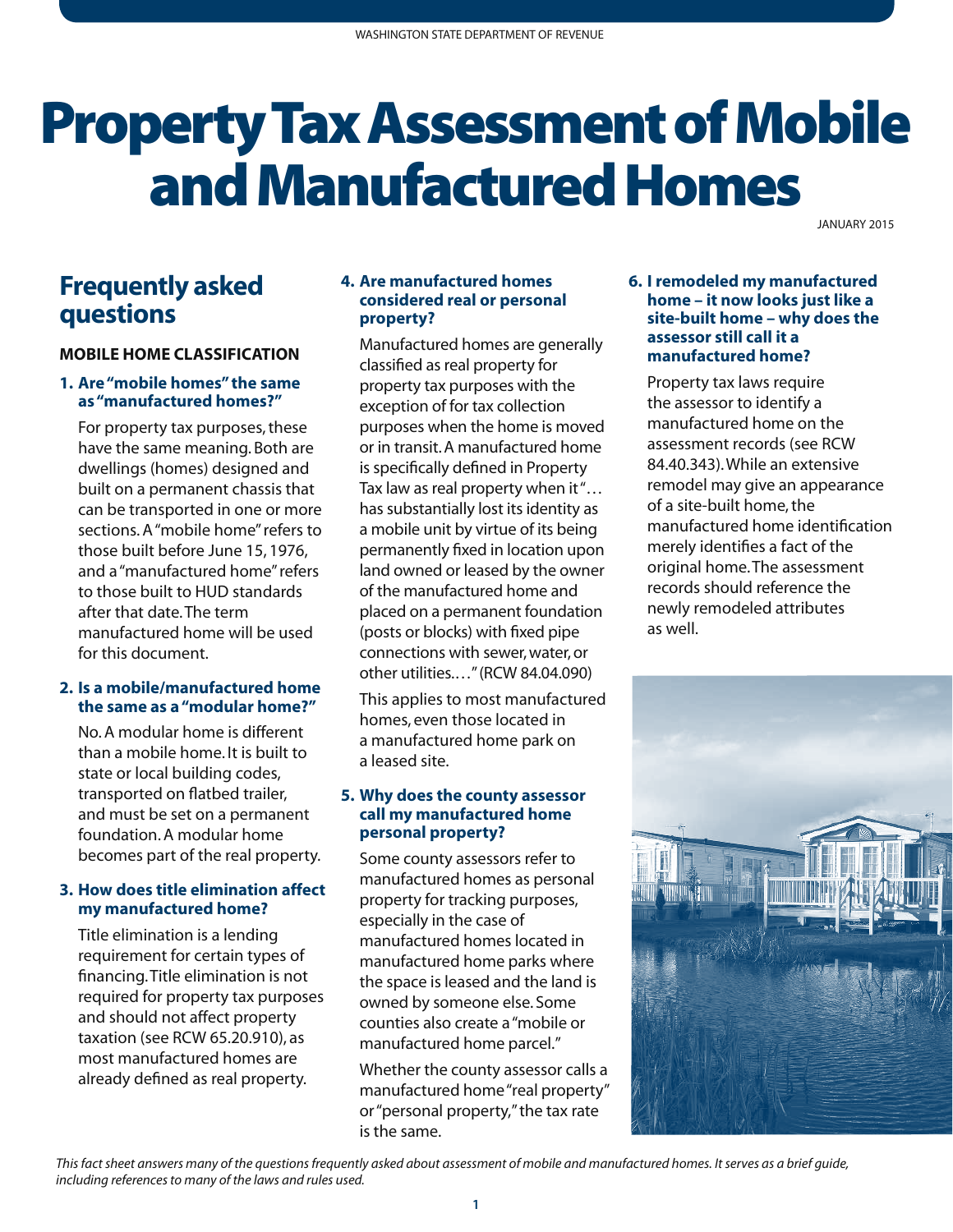# Property Tax Assessment of Mobile and Manufactured Homes

JANUARY 2015

## Frequently asked questions

### MOBILE HOME CLASSIFICATION

**1. Are "mobile homes" the same as "manufactured homes?"**

For property tax purposes, these have the same meaning. Both are dwellings (homes) designed and built on a permanent chassis that can be transported in one or more sections. A "mobile home" refers to those built before June 15, 1976, and a "manufactured home" refers to those built to HUD standards after that date. The term manufactured home will be used for this document.

**2. Is a mobile/manufactured home the same as a "modular home?"**

No. A modular home is different than a mobile home. It is built to state or local building codes, transported on flatbed trailer, and must be set on a permanent foundation. A modular home becomes part of the real property.

**3. How does title elimination affect my manufactured home?**

Title elimination is a lending requirement for certain types of financing. Title elimination is not required for property tax purposes and should not affect property taxation (see RCW 65.20.910), as most manufactured homes are already defined as real property.

**4. Are manufactured homes considered real or personal property?**

Manufactured homes are generally classified as real property for property tax purposes with the exception of for tax collection purposes when the home is moved or in transit. A manufactured home is specifically defined in Property Tax law as real property when it "… has substantially lost its identity as a mobile unit by virtue of its being permanently fixed in location upon land owned or leased by the owner of the manufactured home and placed on a permanent foundation (posts or blocks) with fixed pipe connections with sewer, water, or other utilities.…" (RCW 84.04.090)

This applies to most manufactured homes, even those located in a manufactured home park on a leased site.

**5. Why does the county assessor call my manufactured home personal property?**

Some county assessors refer to manufactured homes as personal property for tracking purposes, especially in the case of manufactured homes located in manufactured home parks where the space is leased and the land is owned by someone else. Some counties also create a "mobile or manufactured home parcel."

Whether the county assessor calls a manufactured home "real property" or "personal property," the tax rate is the same.

**6. I remodeled my manufactured home – it now looks just like a site-built home – why does the assessor still call it a manufactured home?**

Property tax laws require the assessor to identify a manufactured home on the assessment records (see RCW 84.40.343). While an extensive remodel may give an appearance of a site-built home, the manufactured home identification merely identifies a fact of the original home. The assessment records should reference the newly remodeled attributes as well.

*This fact sheet answers many of the questions frequently asked about assessment of mobile and manufactured homes. It serves as a brief guide, including references to many of the laws and rules used.*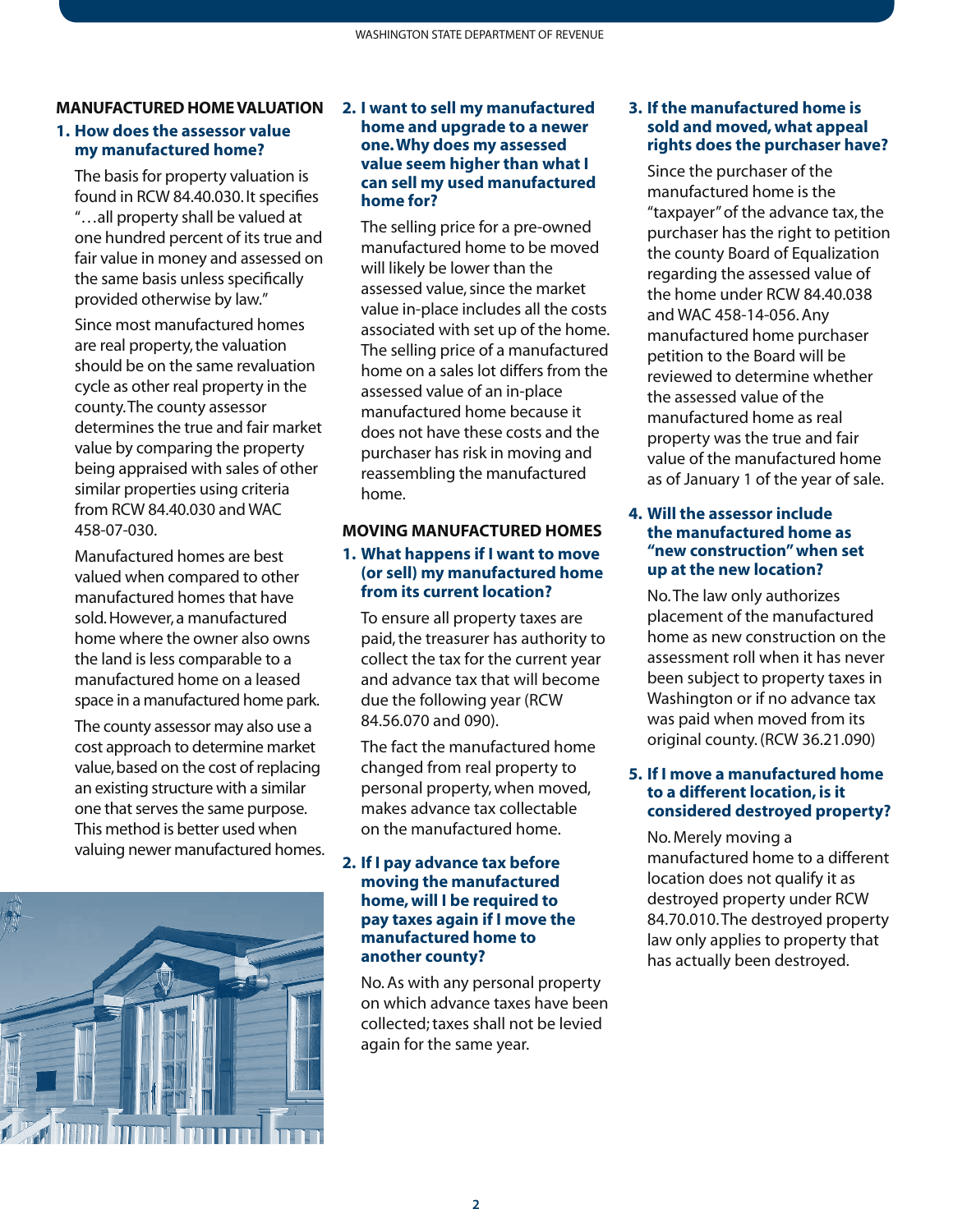## MANUFACTURED HOME VALUATION

### 1. How does the assessor value my manufactured home?

The basis for property valuation is found in RCW 84.40.030. It specifies "…all property shall be valued at one hundred percent of its true and fair value in money and assessed on the same basis unless specifically provided otherwise by law."

Since most manufactured homes are real property, the valuation should be on the same revaluation cycle as other real property in the county. The county assessor determines the true and fair market value by comparing the property being appraised with sales of other similar properties using criteria from RCW 84.40.030 and WAC 458-07-030.

Manufactured homes are best valued when compared to other manufactured homes that have sold. However, a manufactured home where the owner also owns the land is less comparable to a manufactured home on a leased space in a manufactured home park.

The county assessor may also use a cost approach to determine market value, based on the cost of replacing an existing structure with a similar one that serves the same purpose. This method is better used when valuing newer manufactured homes.

### 2. I want to sell my manufactured home and upgrade to a newer one. Why does my assessed value seem higher than what I can sell my used manufactured home for?

The selling price for a pre-owned manufactured home to be moved will likely be lower than the assessed value, since the market value in-place includes all the costs associated with set up of the home. The selling price of a manufactured home on a sales lot differs from the assessed value of an in-place manufactured home because it does not have these costs and the purchaser has risk in moving and reassembling the manufactured home.

## MOVING MANUFACTURED HOMES

### 1. What happens if I want to move (or sell) my manufactured home from its current location?

To ensure all property taxes are paid, the treasurer has authority to collect the tax for the current year and advance tax that will become due the following year (RCW 84.56.070 and 090).

The fact the manufactured home changed from real property to personal property, when moved, makes advance tax collectable on the manufactured home.

### 2. If I pay advance tax before moving the manufactured home, will I be required to pay taxes again if I move the manufactured home to another county?

No. As with any personal property on which advance taxes have been collected; taxes shall not be levied again for the same year.

### 3. If the manufactured home is sold and moved, what appeal rights does the purchaser have?

Since the purchaser of the manufactured home is the "taxpayer" of the advance tax, the purchaser has the right to petition the county Board of Equalization regarding the assessed value of the home under RCW 84.40.038 and WAC 458-14-056. Any manufactured home purchaser petition to the Board will be reviewed to determine whether the assessed value of the manufactured home as real property was the true and fair value of the manufactured home as of January 1 of the year of sale.

### 4. Will the assessor include the manufactured home as "new construction" when set up at the new location?

No. The law only authorizes placement of the manufactured home as new construction on the assessment roll when it has never been subject to property taxes in Washington or if no advance tax was paid when moved from its original county. (RCW 36.21.090)

### 5. If I move a manufactured home to a different location, is it considered destroyed property?

No. Merely moving a manufactured home to a different location does not qualify it as destroyed property under RCW 84.70.010. The destroyed property law only applies to property that has actually been destroyed.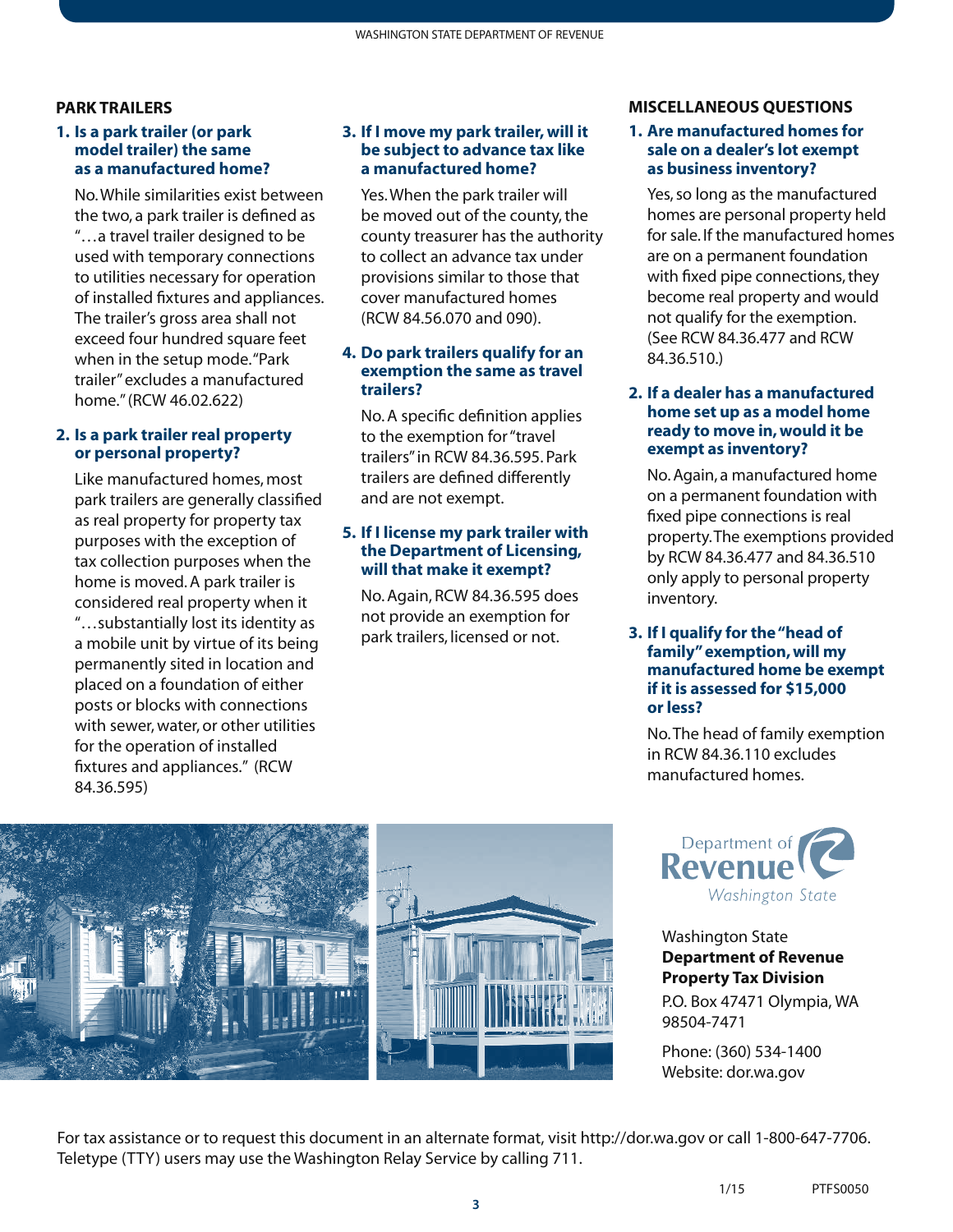## PARK TRAILERS

**1. Is a park trailer (or park model trailer) the same as a manufactured home?**

No. While similarities exist between the two, a park trailer is defined as "…a travel trailer designed to be used with temporary connections to utilities necessary for operation of installed fixtures and appliances. The trailer's gross area shall not exceed four hundred square feet when in the setup mode. "Park trailer" excludes a manufactured home." (RCW 46.02.622)

**2. Is a park trailer real property or personal property?**

Like manufactured homes, most park trailers are generally classified as real property for property tax purposes with the exception of tax collection purposes when the home is moved. A park trailer is considered real property when it "…substantially lost its identity as a mobile unit by virtue of its being permanently sited in location and placed on a foundation of either posts or blocks with connections with sewer, water, or other utilities for the operation of installed fixtures and appliances." (RCW 84.36.595)

**3. If I move my park trailer, will it be subject to advance tax like a manufactured home?**

Yes. When the park trailer will be moved out of the county, the county treasurer has the authority to collect an advance tax under provisions similar to those that cover manufactured homes (RCW 84.56.070 and 090).

**4. Do park trailers qualify for an exemption the same as travel trailers?**

No. A specific definition applies to the exemption for "travel trailers" in RCW 84.36.595. Park trailers are defined differently and are not exempt.

**5. If I license my park trailer with the Department of Licensing, will that make it exempt?**

No. Again, RCW 84.36.595 does not provide an exemption for park trailers, licensed or not.

## MISCELLANEOUS QUESTIONS

**1. Are manufactured homes for sale on a dealer's lot exempt as business inventory?**

Yes, so long as the manufactured homes are personal property held for sale. If the manufactured homes are on a permanent foundation with fixed pipe connections, they become real property and would not qualify for the exemption. (See RCW 84.36.477 and RCW 84.36.510.)

**2. If a dealer has a manufactured home set up as a model home ready to move in, would it be exempt as inventory?**

No. Again, a manufactured home on a permanent foundation with fixed pipe connections is real property. The exemptions provided by RCW 84.36.477 and 84.36.510 only apply to personal property inventory.

**3. If I qualify for the "head of family" exemption, will my manufactured home be exempt if it is assessed for $15,000 or less?**

No. The head of family exemption in RCW 84.36.110 excludes manufactured homes.

Department of Revenue
Washington State

Washington State
**Department of Revenue**
**Property Tax Division**
P.O. Box 47471 Olympia, WA 98504-7471

Phone: (360) 534-1400
Website: dor.wa.gov

For tax assistance or to request this document in an alternate format, visit http://dor.wa.gov or call 1-800-647-7706. Teletype (TTY) users may use the Washington Relay Service by calling 711.

1/15 PTFS0050